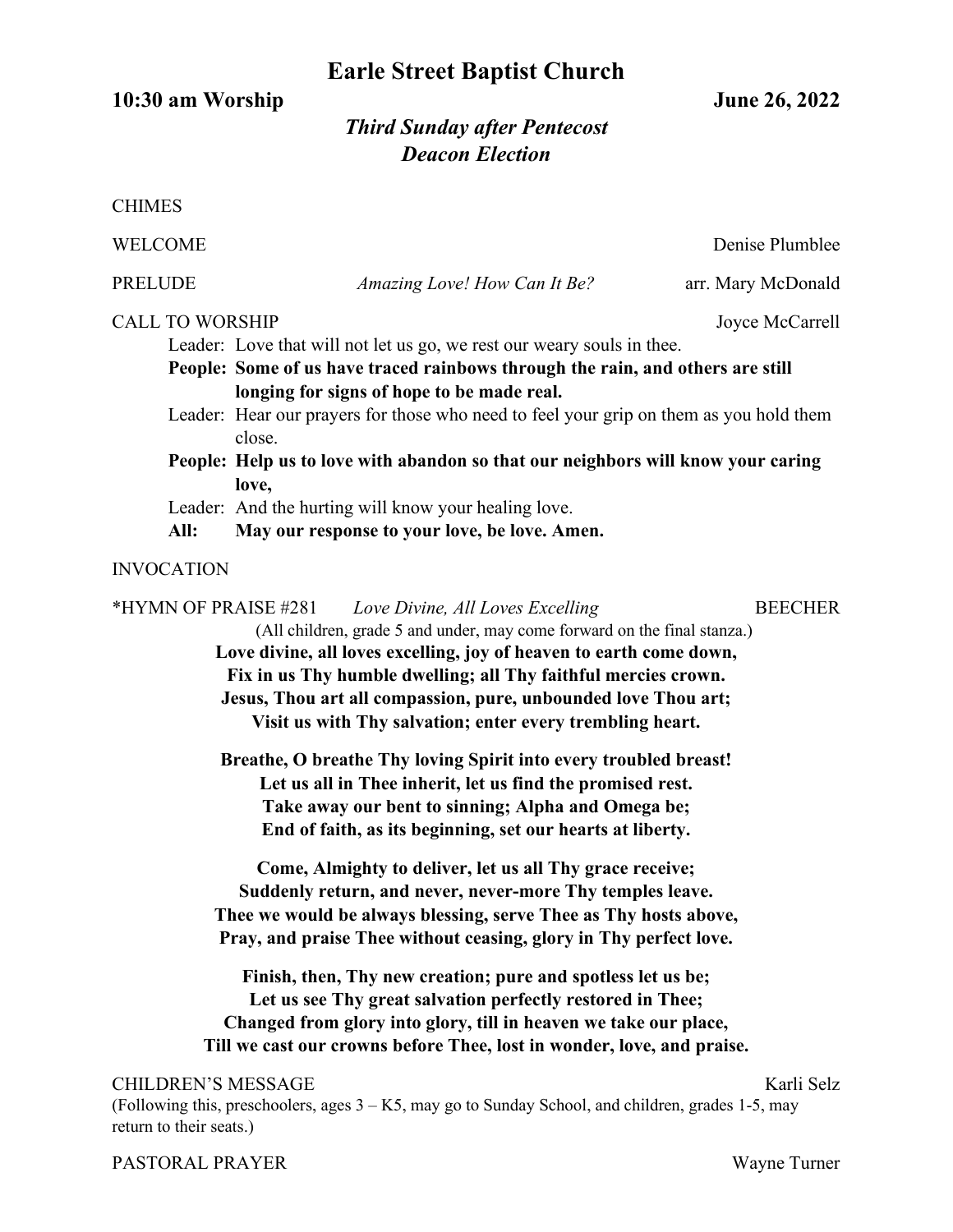# Earle Street Baptist Church

**10:30 am Worship** **June 26, 2022**

***Third Sunday after Pentecost***
***Deacon Election***

CHIMES

WELCOME Denise Plumblee

PRELUDE *Amazing Love! How Can It Be?* arr. Mary McDonald

CALL TO WORSHIP Joyce McCarrell

Leader: Love that will not let us go, we rest our weary souls in thee.

**People: Some of us have traced rainbows through the rain, and others are still longing for signs of hope to be made real.**

Leader: Hear our prayers for those who need to feel your grip on them as you hold them close.

**People: Help us to love with abandon so that our neighbors will know your caring love,**

Leader: And the hurting will know your healing love.

**All: May our response to your love, be love. Amen.**

INVOCATION

*HYMN OF PRAISE #281 *Love Divine, All Loves Excelling* BEECHER

(All children, grade 5 and under, may come forward on the final stanza.)

**Love divine, all loves excelling, joy of heaven to earth come down,**
**Fix in us Thy humble dwelling; all Thy faithful mercies crown.**
**Jesus, Thou art all compassion, pure, unbounded love Thou art;**
**Visit us with Thy salvation; enter every trembling heart.**

**Breathe, O breathe Thy loving Spirit into every troubled breast!**
**Let us all in Thee inherit, let us find the promised rest.**
**Take away our bent to sinning; Alpha and Omega be;**
**End of faith, as its beginning, set our hearts at liberty.**

**Come, Almighty to deliver, let us all Thy grace receive;**
**Suddenly return, and never, never-more Thy temples leave.**
**Thee we would be always blessing, serve Thee as Thy hosts above,**
**Pray, and praise Thee without ceasing, glory in Thy perfect love.**

**Finish, then, Thy new creation; pure and spotless let us be;**
**Let us see Thy great salvation perfectly restored in Thee;**
**Changed from glory into glory, till in heaven we take our place,**
**Till we cast our crowns before Thee, lost in wonder, love, and praise.**

CHILDREN'S MESSAGE Karli Selz

(Following this, preschoolers, ages 3 – K5, may go to Sunday School, and children, grades 1-5, may return to their seats.)

PASTORAL PRAYER Wayne Turner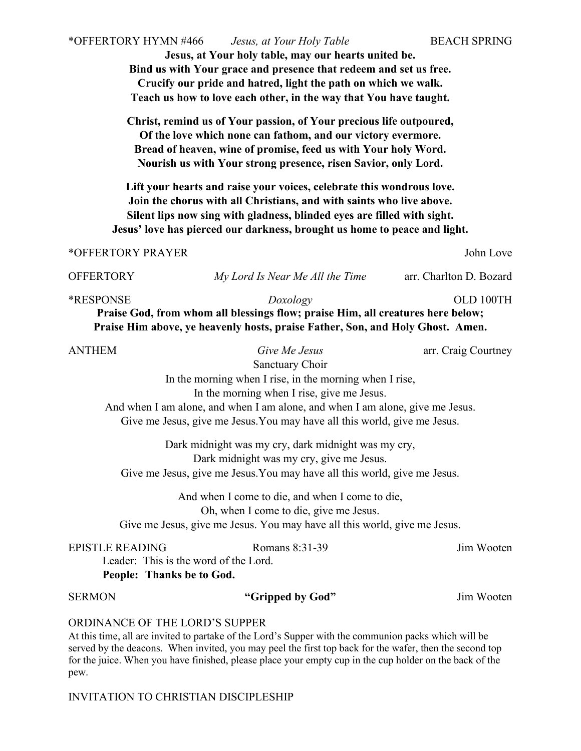*OFFERTORY HYMN #466 *Jesus, at Your Holy Table* BEACH SPRING

**Jesus, at Your holy table, may our hearts united be.**
**Bind us with Your grace and presence that redeem and set us free.**
**Crucify our pride and hatred, light the path on which we walk.**
**Teach us how to love each other, in the way that You have taught.**

**Christ, remind us of Your passion, of Your precious life outpoured,**
**Of the love which none can fathom, and our victory evermore.**
**Bread of heaven, wine of promise, feed us with Your holy Word.**
**Nourish us with Your strong presence, risen Savior, only Lord.**

**Lift your hearts and raise your voices, celebrate this wondrous love.**
**Join the chorus with all Christians, and with saints who live above.**
**Silent lips now sing with gladness, blinded eyes are filled with sight.**
**Jesus' love has pierced our darkness, brought us home to peace and light.**

*OFFERTORY PRAYER John Love

OFFERTORY *My Lord Is Near Me All the Time* arr. Charlton D. Bozard

*RESPONSE *Doxology* OLD 100TH

**Praise God, from whom all blessings flow; praise Him, all creatures here below;**
**Praise Him above, ye heavenly hosts, praise Father, Son, and Holy Ghost. Amen.**

ANTHEM *Give Me Jesus* arr. Craig Courtney

Sanctuary Choir

In the morning when I rise, in the morning when I rise,
In the morning when I rise, give me Jesus.
And when I am alone, and when I am alone, and when I am alone, give me Jesus.
Give me Jesus, give me Jesus.You may have all this world, give me Jesus.

Dark midnight was my cry, dark midnight was my cry,
Dark midnight was my cry, give me Jesus.
Give me Jesus, give me Jesus.You may have all this world, give me Jesus.

And when I come to die, and when I come to die,
Oh, when I come to die, give me Jesus.
Give me Jesus, give me Jesus. You may have all this world, give me Jesus.

EPISTLE READING Romans 8:31-39 Jim Wooten

Leader: This is the word of the Lord.
**People: Thanks be to God.**

SERMON **"Gripped by God"** Jim Wooten

ORDINANCE OF THE LORD'S SUPPER

At this time, all are invited to partake of the Lord's Supper with the communion packs which will be served by the deacons. When invited, you may peel the first top back for the wafer, then the second top for the juice. When you have finished, please place your empty cup in the cup holder on the back of the pew.

INVITATION TO CHRISTIAN DISCIPLESHIP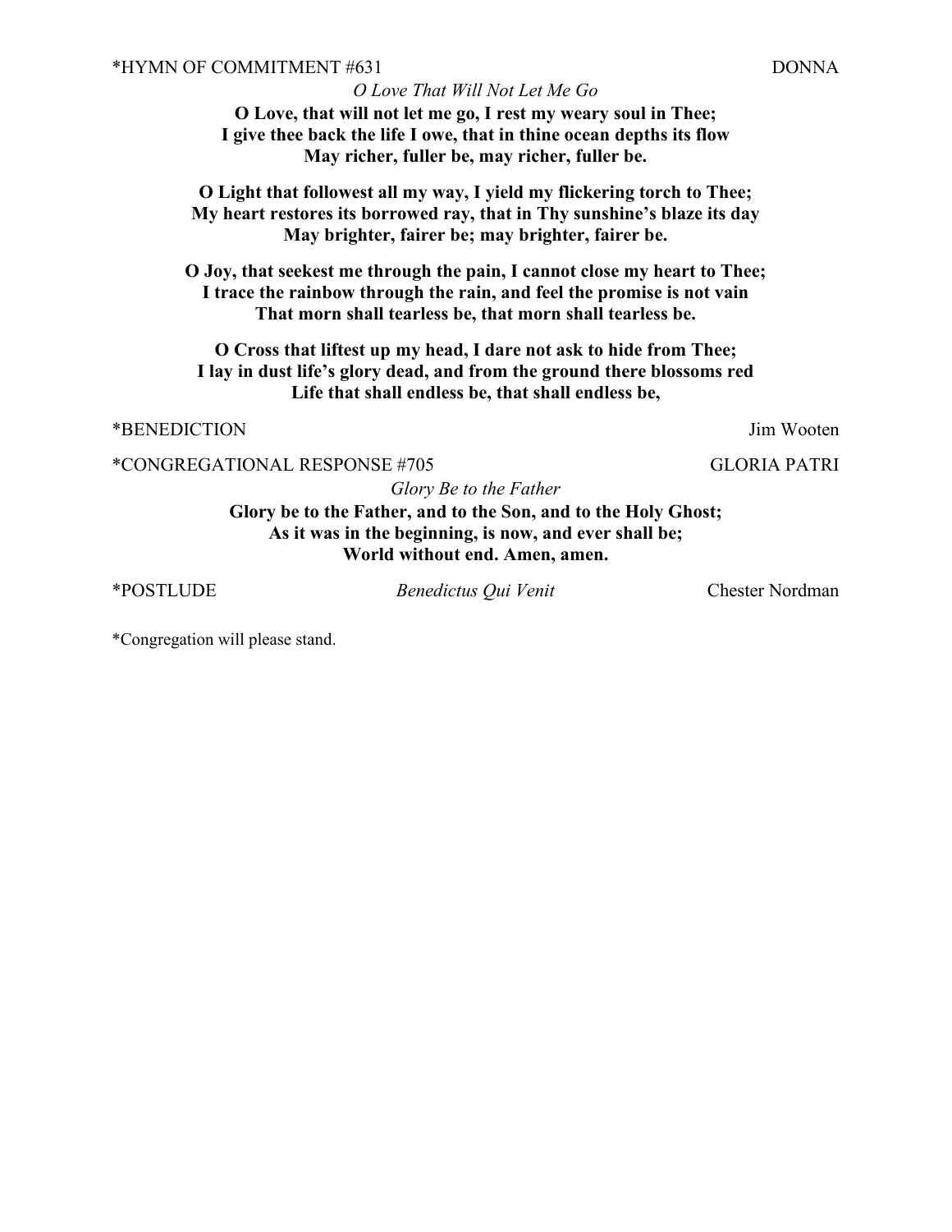*HYMN OF COMMITMENT #631 DONNA

*O Love That Will Not Let Me Go*

**O Love, that will not let me go, I rest my weary soul in Thee;**
**I give thee back the life I owe, that in thine ocean depths its flow**
**May richer, fuller be, may richer, fuller be.**

**O Light that followest all my way, I yield my flickering torch to Thee;**
**My heart restores its borrowed ray, that in Thy sunshine's blaze its day**
**May brighter, fairer be; may brighter, fairer be.**

**O Joy, that seekest me through the pain, I cannot close my heart to Thee;**
**I trace the rainbow through the rain, and feel the promise is not vain**
**That morn shall tearless be, that morn shall tearless be.**

**O Cross that liftest up my head, I dare not ask to hide from Thee;**
**I lay in dust life's glory dead, and from the ground there blossoms red**
**Life that shall endless be, that shall endless be,**

*BENEDICTION Jim Wooten

*CONGREGATIONAL RESPONSE #705 GLORIA PATRI

*Glory Be to the Father*

**Glory be to the Father, and to the Son, and to the Holy Ghost;**
**As it was in the beginning, is now, and ever shall be;**
**World without end. Amen, amen.**

*POSTLUDE *Benedictus Qui Venit* Chester Nordman

*Congregation will please stand.